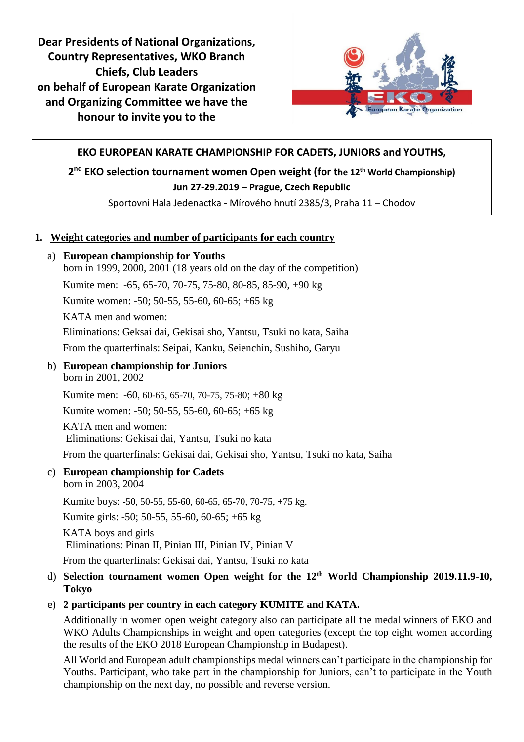**Dear Presidents of National Organizations, Country Representatives, WKO Branch Chiefs, Club Leaders on behalf of European Karate Organization and Organizing Committee we have the honour to invite you to the**

**EKO EUROPEAN KARATE CHAMPIONSHIP FOR CADETS, JUNIORS and YOUTHS,**

**2nd EKO selection tournament women Open weight (for the 12th World Championship)**

**Jun 27-29.2019 – Prague, Czech Republic**

Sportovni Hala Jedenactka - Mírového hnutí 2385/3, Praha 11 – Chodov

## 1. Weight categories and number of participants for each country

a) **European championship for Youths**
born in 1999, 2000, 2001 (18 years old on the day of the competition)

Kumite men: -65, 65-70, 70-75, 75-80, 80-85, 85-90, +90 kg

Kumite women: -50; 50-55, 55-60, 60-65; +65 kg

KATA men and women:

Eliminations: Geksai dai, Gekisai sho, Yantsu, Tsuki no kata, Saiha

From the quarterfinals: Seipai, Kanku, Seienchin, Sushiho, Garyu

b) **European championship for Juniors**
born in 2001, 2002

Kumite men: -60, 60-65, 65-70, 70-75, 75-80; +80 kg

Kumite women: -50; 50-55, 55-60, 60-65; +65 kg

KATA men and women:
Eliminations: Gekisai dai, Yantsu, Tsuki no kata

From the quarterfinals: Gekisai dai, Gekisai sho, Yantsu, Tsuki no kata, Saiha

c) **European championship for Cadets**
born in 2003, 2004

Kumite boys: -50, 50-55, 55-60, 60-65, 65-70, 70-75, +75 kg.

Kumite girls: -50; 50-55, 55-60, 60-65; +65 kg

KATA boys and girls
Eliminations: Pinan II, Pinan III, Pinan IV, Pinan V

From the quarterfinals: Gekisai dai, Yantsu, Tsuki no kata

d) **Selection tournament women Open weight for the 12th World Championship 2019.11.9-10, Tokyo**

e) **2 participants per country in each category KUMITE and KATA.**

Additionally in women open weight category also can participate all the medal winners of EKO and WKO Adults Championships in weight and open categories (except the top eight women according the results of the EKO 2018 European Championship in Budapest).

All World and European adult championships medal winners can't participate in the championship for Youths. Participant, who take part in the championship for Juniors, can't to participate in the Youth championship on the next day, no possible and reverse version.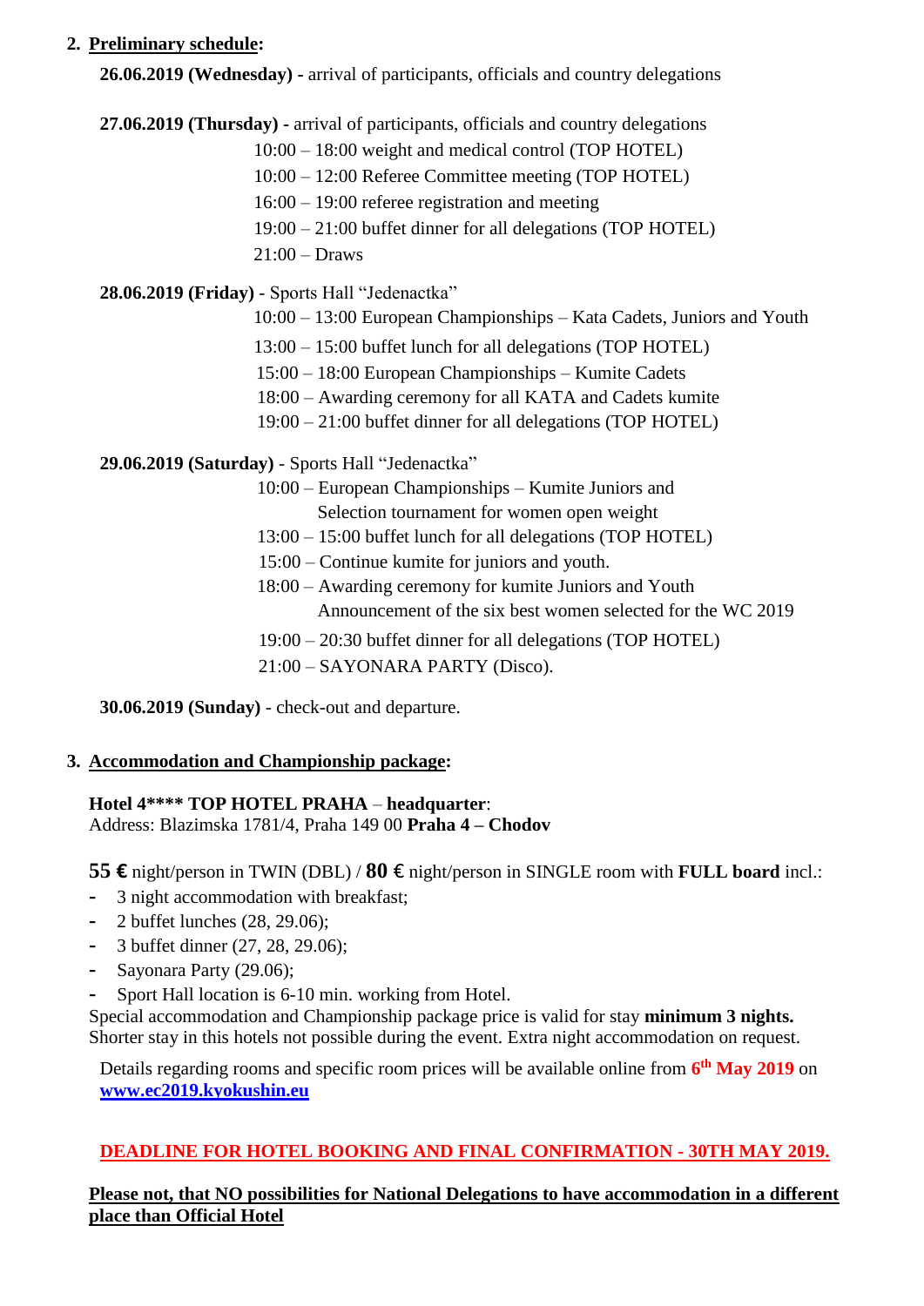2. **Preliminary schedule:**

**26.06.2019 (Wednesday) -** arrival of participants, officials and country delegations

**27.06.2019 (Thursday) -** arrival of participants, officials and country delegations

10:00 – 18:00 weight and medical control (TOP HOTEL)
10:00 – 12:00 Referee Committee meeting (TOP HOTEL)
16:00 – 19:00 referee registration and meeting
19:00 – 21:00 buffet dinner for all delegations (TOP HOTEL)
21:00 – Draws

**28.06.2019 (Friday)** - Sports Hall "Jedenactka"

10:00 – 13:00 European Championships – Kata Cadets, Juniors and Youth
13:00 – 15:00 buffet lunch for all delegations (TOP HOTEL)
15:00 – 18:00 European Championships – Kumite Cadets
18:00 – Awarding ceremony for all KATA and Cadets kumite
19:00 – 21:00 buffet dinner for all delegations (TOP HOTEL)

**29.06.2019 (Saturday)** - Sports Hall "Jedenactka"

10:00 – European Championships – Kumite Juniors and Selection tournament for women open weight
13:00 – 15:00 buffet lunch for all delegations (TOP HOTEL)
15:00 – Continue kumite for juniors and youth.
18:00 – Awarding ceremony for kumite Juniors and Youth
Announcement of the six best women selected for the WC 2019
19:00 – 20:30 buffet dinner for all delegations (TOP HOTEL)
21:00 – SAYONARA PARTY (Disco).

**30.06.2019 (Sunday)** - check-out and departure.

3. **Accommodation and Championship package:**

**Hotel 4\*\*\*\* TOP HOTEL PRAHA** – **headquarter**:
Address: Blazimska 1781/4, Praha 149 00 **Praha 4 – Chodov**

**55 €** night/person in TWIN (DBL) / **80 €** night/person in SINGLE room with **FULL** board incl.:

- 3 night accommodation with breakfast;
- 2 buffet lunches (28, 29.06);
- 3 buffet dinner (27, 28, 29.06);
- Sayonara Party (29.06);
- Sport Hall location is 6-10 min. working from Hotel.

Special accommodation and Championship package price is valid for stay **minimum 3 nights.** Shorter stay in this hotels not possible during the event. Extra night accommodation on request.

Details regarding rooms and specific room prices will be available online from **6th May 2019** on **www.ec2019.kyokushin.eu**

**DEADLINE FOR HOTEL BOOKING AND FINAL CONFIRMATION - 30TH MAY 2019.**

**Please not, that NO possibilities for National Delegations to have accommodation in a different place than Official Hotel**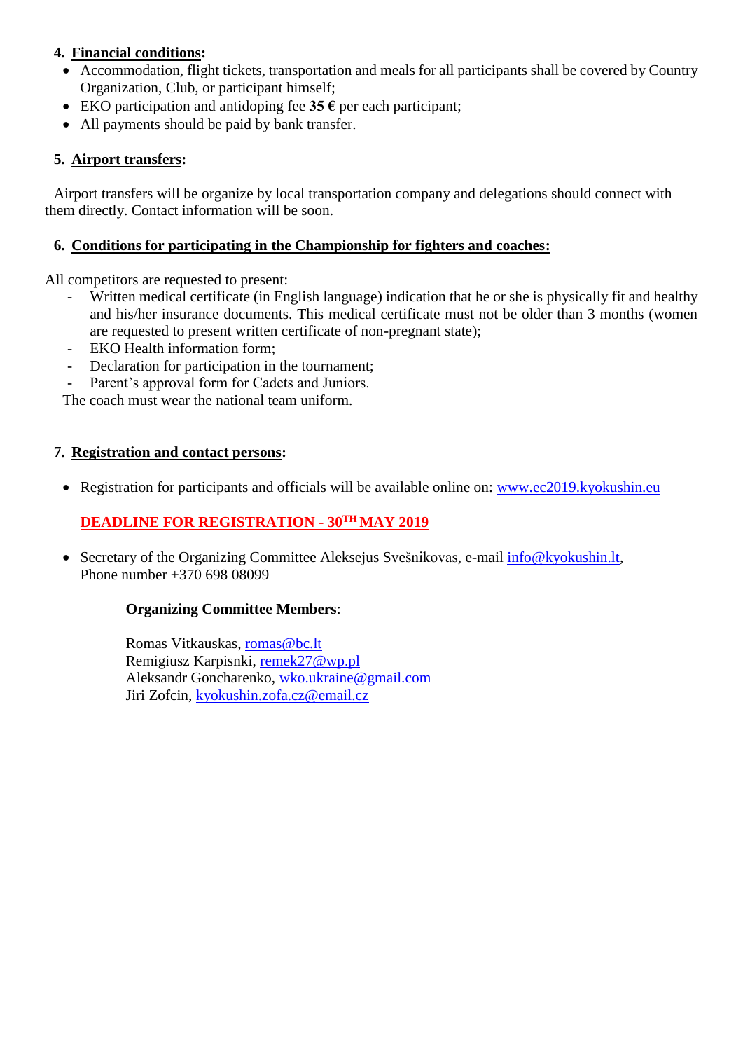4. **Financial conditions**:
   - Accommodation, flight tickets, transportation and meals for all participants shall be covered by Country Organization, Club, or participant himself;
   - EKO participation and antidoping fee **35 €** per each participant;
   - All payments should be paid by bank transfer.

5. **Airport transfers**:

Airport transfers will be organize by local transportation company and delegations should connect with them directly. Contact information will be soon.

6. **Conditions for participating in the Championship for fighters and coaches:**

All competitors are requested to present:

- Written medical certificate (in English language) indication that he or she is physically fit and healthy and his/her insurance documents. This medical certificate must not be older than 3 months (women are requested to present written certificate of non-pregnant state);
- EKO Health information form;
- Declaration for participation in the tournament;
- Parent's approval form for Cadets and Juniors.

The coach must wear the national team uniform.

7. **Registration and contact persons**:

   - Registration for participants and officials will be available online on: www.ec2019.kyokushin.eu

   **DEADLINE FOR REGISTRATION - 30TH MAY 2019**

   - Secretary of the Organizing Committee Aleksejus Svešnikovas, e-mail info@kyokushin.lt, Phone number +370 698 08099

**Organizing Committee Members**:

Romas Vitkauskas, romas@bc.lt
Remigiusz Karpisnki, remek27@wp.pl
Aleksandr Goncharenko, wko.ukraine@gmail.com
Jiri Zofcin, kyokushin.zofa.cz@email.cz